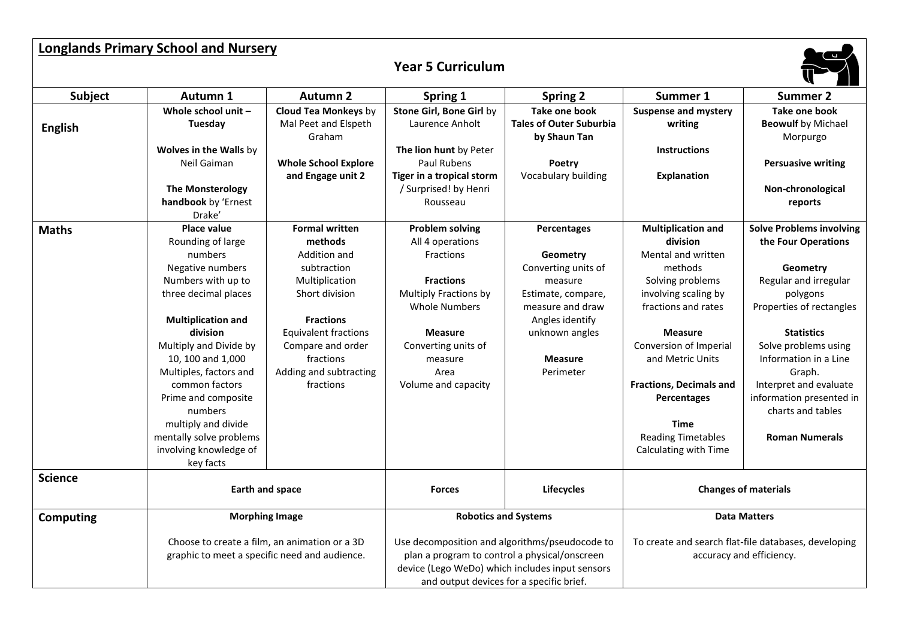**Longlands Primary School and Nursery**

## Year 5 Curriculum

| Subject | Autumn 1 | Autumn 2 | Spring 1 | Spring 2 | Summer 1 | Summer 2 |
|---|---|---|---|---|---|---|
| **English** | **Whole school unit – Tuesday**<br><br>**Wolves in the Walls** by Neil Gaiman<br><br>**The Monsterology handbook** by 'Ernest Drake' | **Cloud Tea Monkeys** by Mal Peet and Elspeth Graham<br><br>**Whole School Explore and Engage unit 2** | **Stone Girl, Bone Girl** by Laurence Anholt<br><br>**The lion hunt** by Peter Paul Rubens<br>**Tiger in a tropical storm** / Surprised! by Henri Rousseau | **Take one book**<br>**Tales of Outer Suburbia by Shaun Tan**<br><br>**Poetry**<br>Vocabulary building | **Suspense and mystery writing**<br><br>**Instructions**<br><br>**Explanation** | **Take one book**<br>**Beowulf** by Michael Morpurgo<br><br>**Persuasive writing**<br><br>**Non-chronological reports** |
| **Maths** | **Place value**<br>Rounding of large numbers<br>Negative numbers<br>Numbers with up to three decimal places<br><br>**Multiplication and division**<br>Multiply and Divide by 10, 100 and 1,000<br>Multiples, factors and common factors<br>Prime and composite numbers<br>multiply and divide mentally solve problems involving knowledge of key facts | **Formal written methods**<br>Addition and subtraction<br>Multiplication<br>Short division<br><br>**Fractions**<br>Equivalent fractions<br>Compare and order fractions<br>Adding and subtracting fractions | **Problem solving**<br>All 4 operations<br>Fractions<br><br>**Fractions**<br>Multiply Fractions by Whole Numbers<br><br>**Measure**<br>Converting units of measure<br>Area<br>Volume and capacity | **Percentages**<br><br>**Geometry**<br>Converting units of measure<br>Estimate, compare, measure and draw<br>Angles identify unknown angles<br><br>**Measure**<br>Perimeter | **Multiplication and division**<br>Mental and written methods<br>Solving problems involving scaling by fractions and rates<br><br>**Measure**<br>Conversion of Imperial and Metric Units<br><br>**Fractions, Decimals and Percentages**<br><br>**Time**<br>Reading Timetables<br>Calculating with Time | **Solve Problems involving the Four Operations**<br><br>**Geometry**<br>Regular and irregular polygons<br>Properties of rectangles<br><br>**Statistics**<br>Solve problems using Information in a Line Graph.<br>Interpret and evaluate information presented in charts and tables<br><br>**Roman Numerals** |
| **Science** | **Earth and space** | | **Forces** | **Lifecycles** | **Changes of materials** | |
| **Computing** | **Morphing Image**<br><br>Choose to create a film, an animation or a 3D graphic to meet a specific need and audience. | | **Robotics and Systems**<br><br>Use decomposition and algorithms/pseudocode to plan a program to control a physical/onscreen device (Lego WeDo) which includes input sensors and output devices for a specific brief. | | **Data Matters**<br><br>To create and search flat-file databases, developing accuracy and efficiency. | |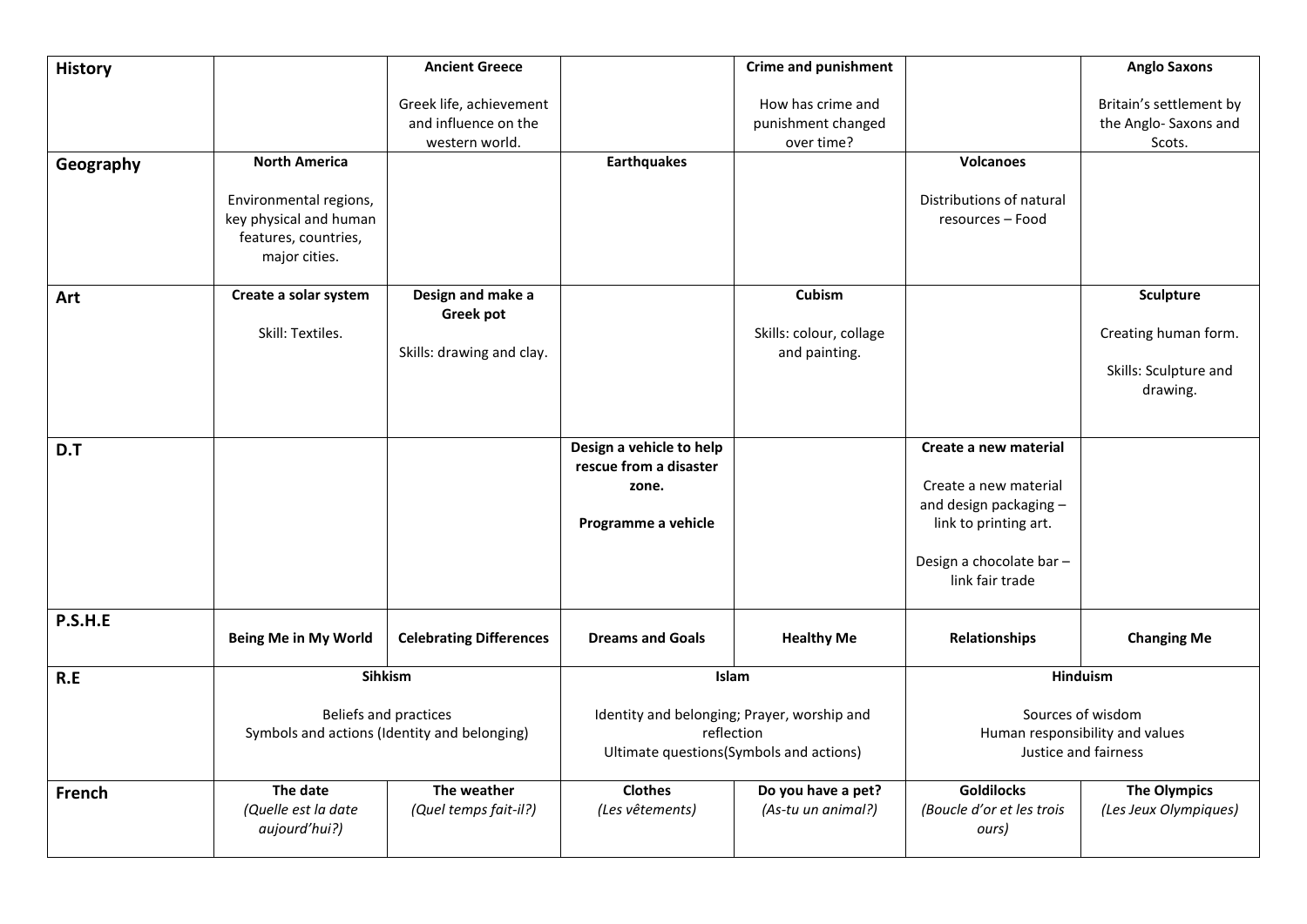| History | | **Ancient Greece**<br><br>Greek life, achievement and influence on the western world. | | **Crime and punishment**<br><br>How has crime and punishment changed over time? | | **Anglo Saxons**<br><br>Britain's settlement by the Anglo- Saxons and Scots. |
|---|---|---|---|---|---|---|
| **Geography** | **North America**<br><br>Environmental regions, key physical and human features, countries, major cities. | | **Earthquakes** | | **Volcanoes**<br><br>Distributions of natural resources – Food | |
| **Art** | **Create a solar system**<br><br>Skill: Textiles. | **Design and make a Greek pot**<br><br>Skills: drawing and clay. | | **Cubism**<br><br>Skills: colour, collage and painting. | | **Sculpture**<br><br>Creating human form.<br><br>Skills: Sculpture and drawing. |
| **D.T** | | | **Design a vehicle to help rescue from a disaster zone.**<br><br>**Programme a vehicle** | | **Create a new material**<br><br>Create a new material and design packaging – link to printing art.<br><br>Design a chocolate bar – link fair trade | |
| **P.S.H.E** | **Being Me in My World** | **Celebrating Differences** | **Dreams and Goals** | **Healthy Me** | **Relationships** | **Changing Me** |
| **R.E** | **Sihkism**<br><br>Beliefs and practices<br>Symbols and actions (Identity and belonging) | | **Islam**<br><br>Identity and belonging; Prayer, worship and reflection<br>Ultimate questions(Symbols and actions) | | **Hinduism**<br><br>Sources of wisdom<br>Human responsibility and values<br>Justice and fairness | |
| **French** | **The date**<br>*(Quelle est la date aujourd'hui?)* | **The weather**<br>*(Quel temps fait-il?)* | **Clothes**<br>*(Les vêtements)* | **Do you have a pet?**<br>*(As-tu un animal?)* | **Goldilocks**<br>*(Boucle d'or et les trois ours)* | **The Olympics**<br>*(Les Jeux Olympiques)* |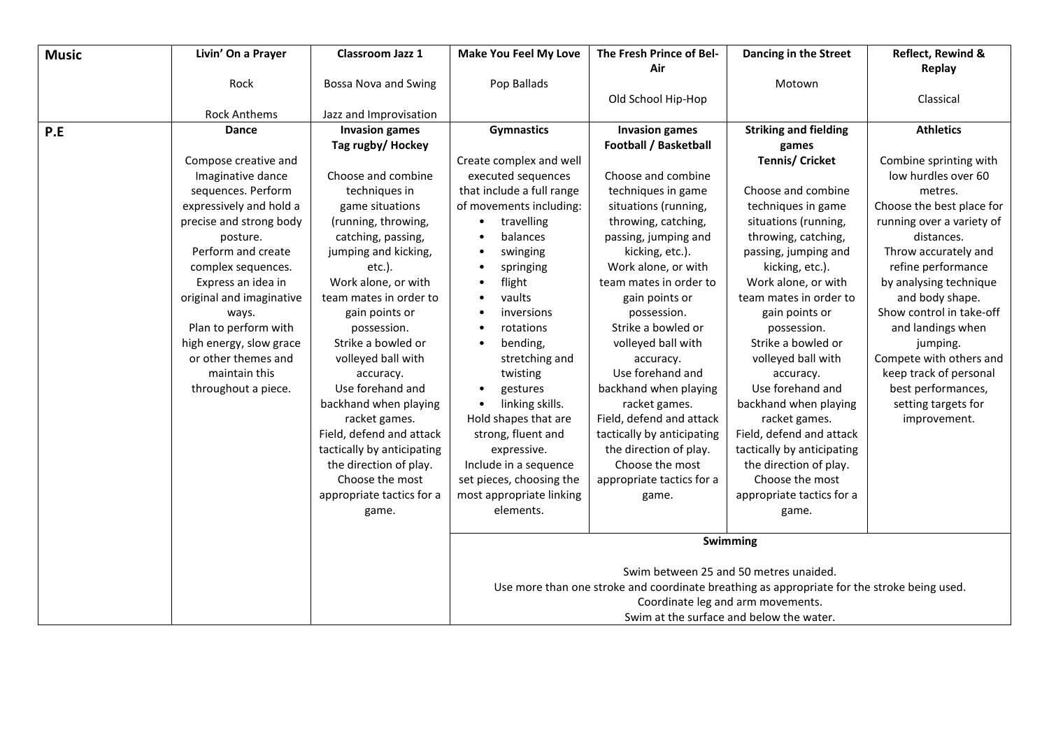| | | | | | | |
|---|---|---|---|---|---|---|
| **Music** | **Livin' On a Prayer**<br><br>Rock<br><br>Rock Anthems | **Classroom Jazz 1**<br><br>Bossa Nova and Swing<br><br>Jazz and Improvisation | **Make You Feel My Love**<br><br>Pop Ballads | **The Fresh Prince of Bel-Air**<br><br>Old School Hip-Hop | **Dancing in the Street**<br><br>Motown | **Reflect, Rewind & Replay**<br><br>Classical |
| **P.E** | **Dance**<br><br>Compose creative and Imaginative dance sequences. Perform expressively and hold a precise and strong body posture.<br>Perform and create complex sequences.<br>Express an idea in original and imaginative ways.<br>Plan to perform with high energy, slow grace or other themes and maintain this throughout a piece. | **Invasion games Tag rugby/ Hockey**<br><br>Choose and combine techniques in game situations (running, throwing, catching, passing, jumping and kicking, etc.).<br>Work alone, or with team mates in order to gain points or possession.<br>Strike a bowled or volleyed ball with accuracy.<br>Use forehand and backhand when playing racket games.<br>Field, defend and attack tactically by anticipating the direction of play.<br>Choose the most appropriate tactics for a game. | **Gymnastics**<br><br>Create complex and well executed sequences that include a full range of movements including:<br>• travelling<br>• balances<br>• swinging<br>• springing<br>• flight<br>• vaults<br>• inversions<br>• rotations<br>• bending, stretching and twisting<br>• gestures<br>• linking skills.<br>Hold shapes that are strong, fluent and expressive.<br>Include in a sequence set pieces, choosing the most appropriate linking elements. | **Invasion games Football / Basketball**<br><br>Choose and combine techniques in game situations (running, throwing, catching, passing, jumping and kicking, etc.).<br>Work alone, or with team mates in order to gain points or possession.<br>Strike a bowled or volleyed ball with accuracy.<br>Use forehand and backhand when playing racket games.<br>Field, defend and attack tactically by anticipating the direction of play.<br>Choose the most appropriate tactics for a game. | **Striking and fielding games Tennis/ Cricket**<br><br>Choose and combine techniques in game situations (running, throwing, catching, passing, jumping and kicking, etc.).<br>Work alone, or with team mates in order to gain points or possession.<br>Strike a bowled or volleyed ball with accuracy.<br>Use forehand and backhand when playing racket games.<br>Field, defend and attack tactically by anticipating the direction of play.<br>Choose the most appropriate tactics for a game. | **Athletics**<br><br>Combine sprinting with low hurdles over 60 metres.<br>Choose the best place for running over a variety of distances.<br>Throw accurately and refine performance by analysing technique and body shape.<br>Show control in take-off and landings when jumping.<br>Compete with others and keep track of personal best performances, setting targets for improvement. |
| | | | **Swimming**<br><br>Swim between 25 and 50 metres unaided.<br>Use more than one stroke and coordinate breathing as appropriate for the stroke being used.<br>Coordinate leg and arm movements.<br>Swim at the surface and below the water. | | | |